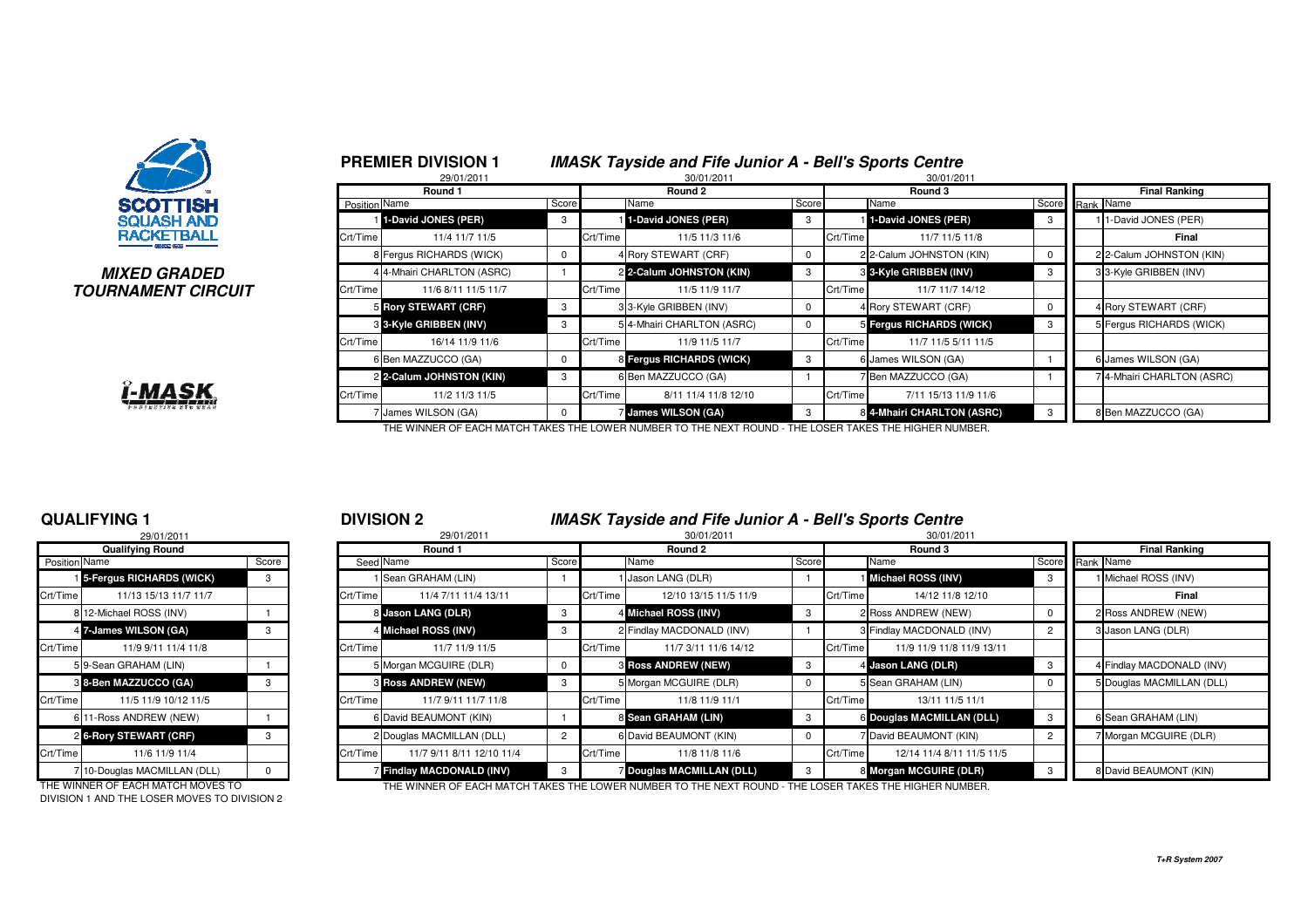**SCOTTISH SQUASH AND RACKETBALL**

***MIXED GRADED TOURNAMENT CIRCUIT***

## PREMIER DIVISION 1

### *IMASK Tayside and Fife Junior A - Bell's Sports Centre*

| | Round 1 (29/01/2011) | Score | | Round 2 (30/01/2011) | Score | | Round 3 (30/01/2011) | Score | Rank | Final Ranking |
|---|---|---|---|---|---|---|---|---|---|---|
| Position | Name | | | Name | | | Name | | Rank | Name |
| 1 | 1-David JONES (PER) | 3 | 1 | 1-David JONES (PER) | 3 | 1 | 1-David JONES (PER) | 3 | 1 | 1-David JONES (PER) |
| Crt/Time | 11/4 11/7 11/5 | | Crt/Time | 11/5 11/3 11/6 | | Crt/Time | 11/7 11/5 11/8 | | | Final |
| 8 | Fergus RICHARDS (WICK) | 0 | 4 | Rory STEWART (CRF) | 0 | 2 | 2-Calum JOHNSTON (KIN) | 0 | 2 | 2-Calum JOHNSTON (KIN) |
| 4 | 4-Mhairi CHARLTON (ASRC) | 1 | 2 | 2-Calum JOHNSTON (KIN) | 3 | 3 | 3-Kyle GRIBBEN (INV) | 3 | 3 | 3-Kyle GRIBBEN (INV) |
| Crt/Time | 11/6 8/11 11/5 11/7 | | Crt/Time | 11/5 11/9 11/7 | | Crt/Time | 11/7 11/7 14/12 | | | |
| 5 | Rory STEWART (CRF) | 3 | 3 | 3-Kyle GRIBBEN (INV) | 0 | 4 | Rory STEWART (CRF) | 0 | 4 | Rory STEWART (CRF) |
| 3 | 3-Kyle GRIBBEN (INV) | 3 | 5 | 4-Mhairi CHARLTON (ASRC) | 0 | 5 | Fergus RICHARDS (WICK) | 3 | 5 | Fergus RICHARDS (WICK) |
| Crt/Time | 16/14 11/9 11/6 | | Crt/Time | 11/9 11/5 11/7 | | Crt/Time | 11/7 11/5 5/11 11/5 | | | |
| 6 | Ben MAZZUCCO (GA) | 0 | 8 | Fergus RICHARDS (WICK) | 3 | 6 | James WILSON (GA) | 1 | 6 | James WILSON (GA) |
| 2 | 2-Calum JOHNSTON (KIN) | 3 | 6 | Ben MAZZUCCO (GA) | 1 | 7 | Ben MAZZUCCO (GA) | 1 | 7 | 4-Mhairi CHARLTON (ASRC) |
| Crt/Time | 11/2 11/3 11/5 | | Crt/Time | 8/11 11/4 11/8 12/10 | | Crt/Time | 7/11 15/13 11/9 11/6 | | | |
| 7 | James WILSON (GA) | 0 | 7 | James WILSON (GA) | 3 | 8 | 4-Mhairi CHARLTON (ASRC) | 3 | 8 | Ben MAZZUCCO (GA) |

THE WINNER OF EACH MATCH TAKES THE LOWER NUMBER TO THE NEXT ROUND - THE LOSER TAKES THE HIGHER NUMBER.

## QUALIFYING 1

29/01/2011

| Position | Qualifying Round Name | Score |
|---|---|---|
| 1 | 5-Fergus RICHARDS (WICK) | 3 |
| Crt/Time | 11/13 15/13 11/7 11/7 | |
| 8 | 12-Michael ROSS (INV) | 1 |
| 4 | 7-James WILSON (GA) | 3 |
| Crt/Time | 11/9 9/11 11/4 11/8 | |
| 5 | 9-Sean GRAHAM (LIN) | 1 |
| 3 | 8-Ben MAZZUCCO (GA) | 3 |
| Crt/Time | 11/5 11/9 10/12 11/5 | |
| 6 | 11-Ross ANDREW (NEW) | 1 |
| 2 | 6-Rory STEWART (CRF) | 3 |
| Crt/Time | 11/6 11/9 11/4 | |
| 7 | 10-Douglas MACMILLAN (DLL) | 0 |

THE WINNER OF EACH MATCH MOVES TO DIVISION 1 AND THE LOSER MOVES TO DIVISION 2

## DIVISION 2

### *IMASK Tayside and Fife Junior A - Bell's Sports Centre*

| | Round 1 (29/01/2011) | Score | | Round 2 (30/01/2011) | Score | | Round 3 (30/01/2011) | Score | Rank | Final Ranking |
|---|---|---|---|---|---|---|---|---|---|---|
| Seed | Name | | | Name | | | Name | | Rank | Name |
| 1 | Sean GRAHAM (LIN) | 1 | 1 | Jason LANG (DLR) | 1 | 1 | Michael ROSS (INV) | 3 | 1 | Michael ROSS (INV) |
| Crt/Time | 11/4 7/11 11/4 13/11 | | Crt/Time | 12/10 13/15 11/5 11/9 | | Crt/Time | 14/12 11/8 12/10 | | | Final |
| 8 | Jason LANG (DLR) | 3 | 4 | Michael ROSS (INV) | 3 | 2 | Ross ANDREW (NEW) | 0 | 2 | Ross ANDREW (NEW) |
| 4 | Michael ROSS (INV) | 3 | 2 | Findlay MACDONALD (INV) | 1 | 3 | Findlay MACDONALD (INV) | 2 | 3 | Jason LANG (DLR) |
| Crt/Time | 11/7 11/9 11/5 | | Crt/Time | 11/7 3/11 11/6 14/12 | | Crt/Time | 11/9 11/9 11/8 11/9 13/11 | | | |
| 5 | Morgan MCGUIRE (DLR) | 0 | 3 | Ross ANDREW (NEW) | 3 | 4 | Jason LANG (DLR) | 3 | 4 | Findlay MACDONALD (INV) |
| 3 | Ross ANDREW (NEW) | 3 | 5 | Morgan MCGUIRE (DLR) | 0 | 5 | Sean GRAHAM (LIN) | 0 | 5 | Douglas MACMILLAN (DLL) |
| Crt/Time | 11/7 9/11 11/7 11/8 | | Crt/Time | 11/8 11/9 11/1 | | Crt/Time | 13/11 11/5 11/1 | | | |
| 6 | David BEAUMONT (KIN) | 1 | 8 | Sean GRAHAM (LIN) | 3 | 6 | Douglas MACMILLAN (DLL) | 3 | 6 | Sean GRAHAM (LIN) |
| 2 | Douglas MACMILLAN (DLL) | 2 | 6 | David BEAUMONT (KIN) | 0 | 7 | David BEAUMONT (KIN) | 2 | 7 | Morgan MCGUIRE (DLR) |
| Crt/Time | 11/7 9/11 8/11 12/10 11/4 | | Crt/Time | 11/8 11/8 11/6 | | Crt/Time | 12/14 11/4 8/11 11/5 11/5 | | | |
| 7 | Findlay MACDONALD (INV) | 3 | 7 | Douglas MACMILLAN (DLL) | 3 | 8 | Morgan MCGUIRE (DLR) | 3 | 8 | David BEAUMONT (KIN) |

THE WINNER OF EACH MATCH TAKES THE LOWER NUMBER TO THE NEXT ROUND - THE LOSER TAKES THE HIGHER NUMBER.

*T+R System 2007*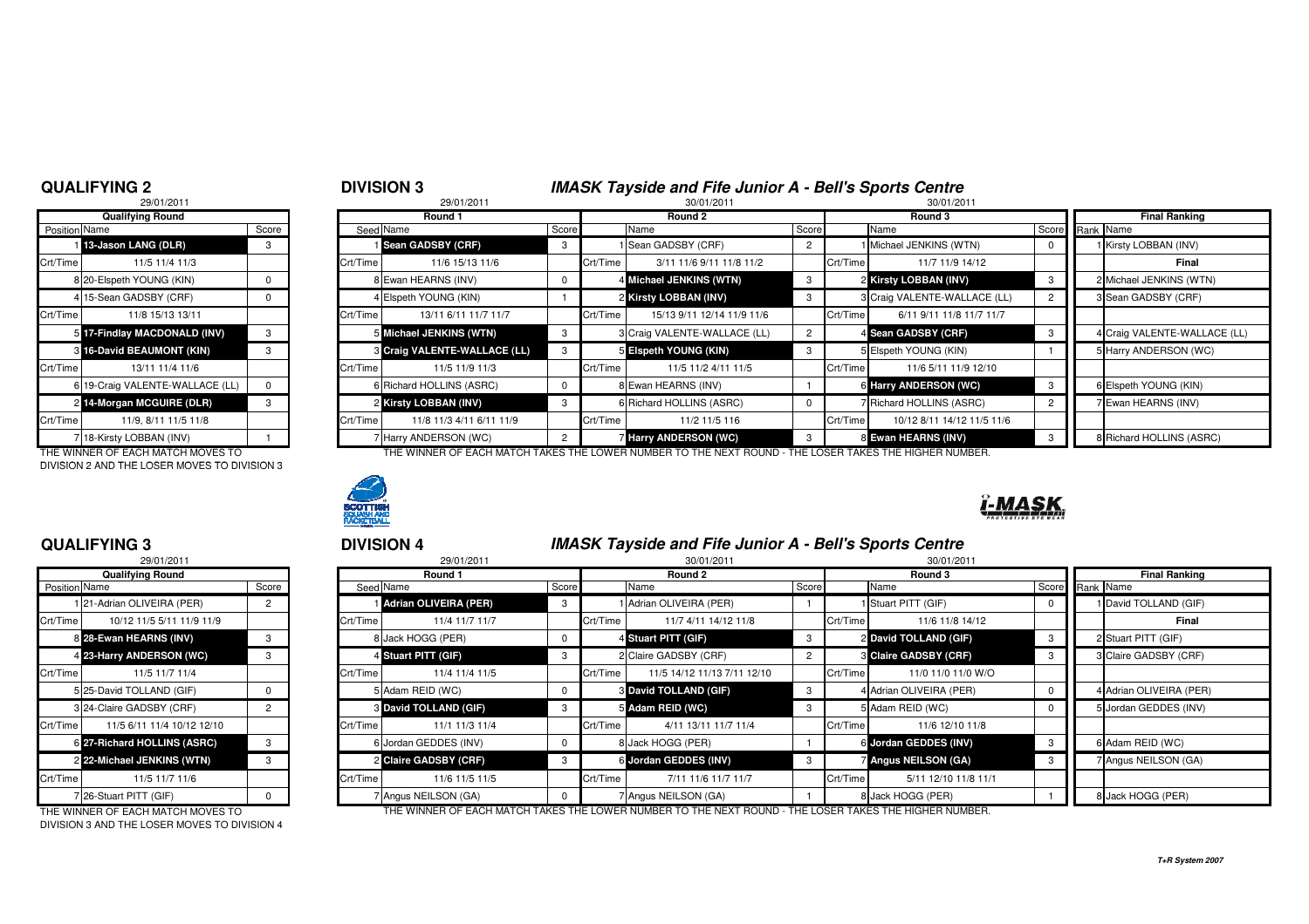## QUALIFYING 2

29/01/2011

| Position | Name | Score |
|---|---|---|
| | **Qualifying Round** | |
| 1 | **13-Jason LANG (DLR)** | 3 |
| Crt/Time | 11/5 11/4 11/3 | |
| 8 | 20-Elspeth YOUNG (KIN) | 0 |
| 4 | 15-Sean GADSBY (CRF) | 0 |
| Crt/Time | 11/8 15/13 13/11 | |
| 5 | **17-Findlay MACDONALD (INV)** | 3 |
| 3 | **16-David BEAUMONT (KIN)** | 3 |
| Crt/Time | 13/11 11/4 11/6 | |
| 6 | 19-Craig VALENTE-WALLACE (LL) | 0 |
| 2 | **14-Morgan MCGUIRE (DLR)** | 3 |
| Crt/Time | 11/9, 8/11 11/5 11/8 | |
| 7 | 18-Kirsty LOBBAN (INV) | 1 |

THE WINNER OF EACH MATCH MOVES TO DIVISION 2 AND THE LOSER MOVES TO DIVISION 3

## DIVISION 3

### *IMASK Tayside and Fife Junior A - Bell's Sports Centre*

| Seed | Round 1 (29/01/2011) | Score | | Round 2 (30/01/2011) | Score | | Round 3 (30/01/2011) | Score | Rank | Final Ranking |
|---|---|---|---|---|---|---|---|---|---|---|
| 1 | **Sean GADSBY (CRF)** | 3 | 1 | Sean GADSBY (CRF) | 2 | 1 | Michael JENKINS (WTN) | 0 | 1 | Kirsty LOBBAN (INV) |
| Crt/Time | 11/6 15/13 11/6 | | Crt/Time | 3/11 11/6 9/11 11/8 11/2 | | Crt/Time | 11/7 11/9 14/12 | | | Final |
| 8 | Ewan HEARNS (INV) | 0 | 4 | **Michael JENKINS (WTN)** | 3 | 2 | **Kirsty LOBBAN (INV)** | 3 | 2 | Michael JENKINS (WTN) |
| 4 | Elspeth YOUNG (KIN) | 1 | 2 | **Kirsty LOBBAN (INV)** | 3 | 3 | Craig VALENTE-WALLACE (LL) | 2 | 3 | Sean GADSBY (CRF) |
| Crt/Time | 13/11 6/11 11/7 11/7 | | Crt/Time | 15/13 9/11 12/14 11/9 11/6 | | Crt/Time | 6/11 9/11 11/8 11/7 11/7 | | | |
| 5 | **Michael JENKINS (WTN)** | 3 | 3 | Craig VALENTE-WALLACE (LL) | 2 | 4 | **Sean GADSBY (CRF)** | 3 | 4 | Craig VALENTE-WALLACE (LL) |
| 3 | **Craig VALENTE-WALLACE (LL)** | 3 | 5 | **Elspeth YOUNG (KIN)** | 3 | 5 | Elspeth YOUNG (KIN) | 1 | 5 | Harry ANDERSON (WC) |
| Crt/Time | 11/5 11/9 11/3 | | Crt/Time | 11/5 11/2 4/11 11/5 | | Crt/Time | 11/6 5/11 11/9 12/10 | | | |
| 6 | Richard HOLLINS (ASRC) | 0 | 8 | Ewan HEARNS (INV) | 1 | 6 | **Harry ANDERSON (WC)** | 3 | 6 | Elspeth YOUNG (KIN) |
| 2 | **Kirsty LOBBAN (INV)** | 3 | 6 | Richard HOLLINS (ASRC) | 0 | 7 | Richard HOLLINS (ASRC) | 2 | 7 | Ewan HEARNS (INV) |
| Crt/Time | 11/8 11/3 4/11 6/11 11/9 | | Crt/Time | 11/2 11/5 116 | | Crt/Time | 10/12 8/11 14/12 11/5 11/6 | | | |
| 7 | Harry ANDERSON (WC) | 2 | 7 | **Harry ANDERSON (WC)** | 3 | 8 | **Ewan HEARNS (INV)** | 3 | 8 | Richard HOLLINS (ASRC) |

THE WINNER OF EACH MATCH TAKES THE LOWER NUMBER TO THE NEXT ROUND - THE LOSER TAKES THE HIGHER NUMBER.

## QUALIFYING 3

29/01/2011

| Position | Name | Score |
|---|---|---|
| | **Qualifying Round** | |
| 1 | 21-Adrian OLIVEIRA (PER) | 2 |
| Crt/Time | 10/12 11/5 5/11 11/9 11/9 | |
| 8 | **28-Ewan HEARNS (INV)** | 3 |
| 4 | **23-Harry ANDERSON (WC)** | 3 |
| Crt/Time | 11/5 11/7 11/4 | |
| 5 | 25-David TOLLAND (GIF) | 0 |
| 3 | 24-Claire GADSBY (CRF) | 2 |
| Crt/Time | 11/5 6/11 11/4 10/12 12/10 | |
| 6 | **27-Richard HOLLINS (ASRC)** | 3 |
| 2 | **22-Michael JENKINS (WTN)** | 3 |
| Crt/Time | 11/5 11/7 11/6 | |
| 7 | 26-Stuart PITT (GIF) | 0 |

THE WINNER OF EACH MATCH MOVES TO DIVISION 3 AND THE LOSER MOVES TO DIVISION 4

## DIVISION 4

### *IMASK Tayside and Fife Junior A - Bell's Sports Centre*

| Seed | Round 1 (29/01/2011) | Score | | Round 2 (30/01/2011) | Score | | Round 3 (30/01/2011) | Score | Rank | Final Ranking |
|---|---|---|---|---|---|---|---|---|---|---|
| 1 | **Adrian OLIVEIRA (PER)** | 3 | 1 | Adrian OLIVEIRA (PER) | 1 | 1 | Stuart PITT (GIF) | 0 | 1 | David TOLLAND (GIF) |
| Crt/Time | 11/4 11/7 11/7 | | Crt/Time | 11/7 4/11 14/12 11/8 | | Crt/Time | 11/6 11/8 14/12 | | | Final |
| 8 | Jack HOGG (PER) | 0 | 4 | **Stuart PITT (GIF)** | 3 | 2 | **David TOLLAND (GIF)** | 3 | 2 | Stuart PITT (GIF) |
| 4 | **Stuart PITT (GIF)** | 3 | 2 | Claire GADSBY (CRF) | 2 | 3 | **Claire GADSBY (CRF)** | 3 | 3 | Claire GADSBY (CRF) |
| Crt/Time | 11/4 11/4 11/5 | | Crt/Time | 11/5 14/12 11/13 7/11 12/10 | | Crt/Time | 11/0 11/0 11/0 W/O | | | |
| 5 | Adam REID (WC) | 0 | 3 | **David TOLLAND (GIF)** | 3 | 4 | Adrian OLIVEIRA (PER) | 0 | 4 | Adrian OLIVEIRA (PER) |
| 3 | **David TOLLAND (GIF)** | 3 | 5 | **Adam REID (WC)** | 3 | 5 | Adam REID (WC) | 0 | 5 | Jordan GEDDES (INV) |
| Crt/Time | 11/1 11/3 11/4 | | Crt/Time | 4/11 13/11 11/7 11/4 | | Crt/Time | 11/6 12/10 11/8 | | | |
| 6 | Jordan GEDDES (INV) | 0 | 8 | Jack HOGG (PER) | 1 | 6 | **Jordan GEDDES (INV)** | 3 | 6 | Adam REID (WC) |
| 2 | **Claire GADSBY (CRF)** | 3 | 6 | **Jordan GEDDES (INV)** | 3 | 7 | **Angus NEILSON (GA)** | 3 | 7 | Angus NEILSON (GA) |
| Crt/Time | 11/6 11/5 11/5 | | Crt/Time | 7/11 11/6 11/7 11/7 | | Crt/Time | 5/11 12/10 11/8 11/1 | | | |
| 7 | Angus NEILSON (GA) | 0 | 7 | Angus NEILSON (GA) | 1 | 8 | Jack HOGG (PER) | 1 | 8 | Jack HOGG (PER) |

THE WINNER OF EACH MATCH TAKES THE LOWER NUMBER TO THE NEXT ROUND - THE LOSER TAKES THE HIGHER NUMBER.

T+R System 2007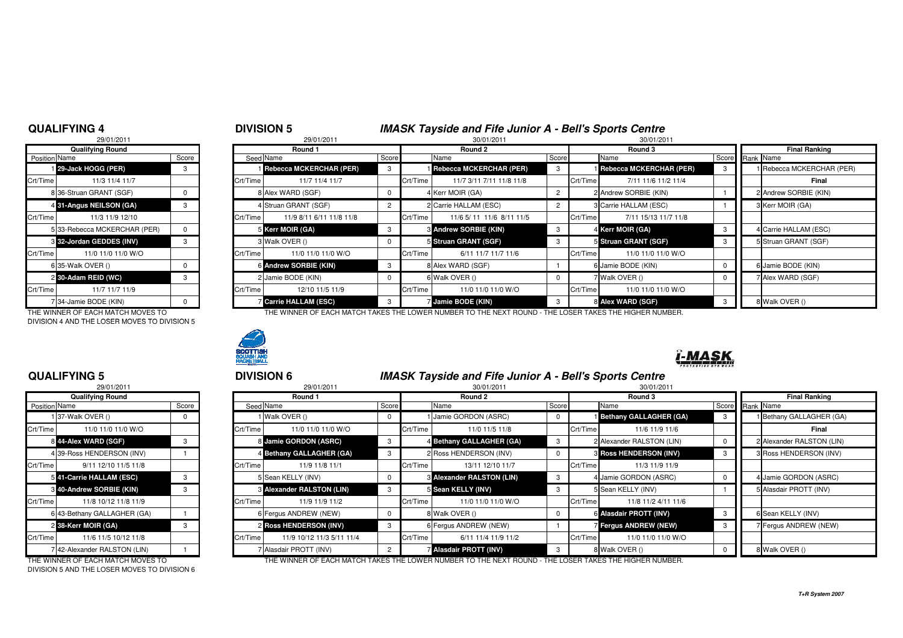## QUALIFYING 4

29/01/2011

| Qualifying Round | | |
|---|---|---|
| Position | Name | Score |
| 1 | 29-Jack HOGG (PER) | 3 |
| Crt/Time | 11/3 11/4 11/7 | |
| 8 | 36-Struan GRANT (SGF) | 0 |
| 4 | 31-Angus NEILSON (GA) | 3 |
| Crt/Time | 11/3 11/9 12/10 | |
| 5 | 33-Rebecca MCKERCHAR (PER) | 0 |
| 3 | 32-Jordan GEDDES (INV) | 3 |
| Crt/Time | 11/0 11/0 11/0 W/O | |
| 6 | 35-Walk OVER () | 0 |
| 2 | 30-Adam REID (WC) | 3 |
| Crt/Time | 11/7 11/7 11/9 | |
| 7 | 34-Jamie BODE (KIN) | 0 |

THE WINNER OF EACH MATCH MOVES TO DIVISION 4 AND THE LOSER MOVES TO DIVISION 5

## DIVISION 5

### *IMASK Tayside and Fife Junior A - Bell's Sports Centre*

| Round 1 (29/01/2011) | | | Round 2 (30/01/2011) | | | Round 3 (30/01/2011) | | | Final Ranking | |
|---|---|---|---|---|---|---|---|---|---|---|
| Seed | Name | Score | | Name | Score | | Name | Score | Rank | Name |
| 1 | Rebecca MCKERCHAR (PER) | 3 | 1 | Rebecca MCKERCHAR (PER) | 3 | 1 | Rebecca MCKERCHAR (PER) | 3 | 1 | Rebecca MCKERCHAR (PER) |
| Crt/Time | 11/7 11/4 11/7 | | Crt/Time | 11/7 3/11 7/11 11/8 11/8 | | Crt/Time | 7/11 11/6 11/2 11/4 | | | Final |
| 8 | Alex WARD (SGF) | 0 | 4 | Kerr MOIR (GA) | 2 | 2 | Andrew SORBIE (KIN) | 1 | 2 | Andrew SORBIE (KIN) |
| 4 | Struan GRANT (SGF) | 2 | 2 | Carrie HALLAM (ESC) | 2 | 3 | Carrie HALLAM (ESC) | 1 | 3 | Kerr MOIR (GA) |
| Crt/Time | 11/9 8/11 6/11 11/8 11/8 | | Crt/Time | 11/6 5/11 11/6 8/11 11/5 | | Crt/Time | 7/11 15/13 11/7 11/8 | | | |
| 5 | Kerr MOIR (GA) | 3 | 3 | Andrew SORBIE (KIN) | 3 | 4 | Kerr MOIR (GA) | 3 | 4 | Carrie HALLAM (ESC) |
| 3 | Walk OVER () | 0 | 5 | Struan GRANT (SGF) | 3 | 5 | Struan GRANT (SGF) | 3 | 5 | Struan GRANT (SGF) |
| Crt/Time | 11/0 11/0 11/0 W/O | | Crt/Time | 6/11 11/7 11/7 11/6 | | Crt/Time | 11/0 11/0 11/0 W/O | | | |
| 6 | Andrew SORBIE (KIN) | 3 | 8 | Alex WARD (SGF) | 1 | 6 | Jamie BODE (KIN) | 0 | 6 | Jamie BODE (KIN) |
| 2 | Jamie BODE (KIN) | 0 | 6 | Walk OVER () | 0 | 7 | Walk OVER () | 0 | 7 | Alex WARD (SGF) |
| Crt/Time | 12/10 11/5 11/9 | | Crt/Time | 11/0 11/0 11/0 W/O | | Crt/Time | 11/0 11/0 11/0 W/O | | | |
| 7 | Carrie HALLAM (ESC) | 3 | 7 | Jamie BODE (KIN) | 3 | 8 | Alex WARD (SGF) | 3 | 8 | Walk OVER () |

THE WINNER OF EACH MATCH TAKES THE LOWER NUMBER TO THE NEXT ROUND - THE LOSER TAKES THE HIGHER NUMBER.

## QUALIFYING 5

29/01/2011

| Qualifying Round | | |
|---|---|---|
| Position | Name | Score |
| 1 | 37-Walk OVER () | 0 |
| Crt/Time | 11/0 11/0 11/0 W/O | |
| 8 | 44-Alex WARD (SGF) | 3 |
| 4 | 39-Ross HENDERSON (INV) | 1 |
| Crt/Time | 9/11 12/10 11/5 11/8 | |
| 5 | 41-Carrie HALLAM (ESC) | 3 |
| 3 | 40-Andrew SORBIE (KIN) | 3 |
| Crt/Time | 11/8 10/12 11/8 11/9 | |
| 6 | 43-Bethany GALLAGHER (GA) | 1 |
| 2 | 38-Kerr MOIR (GA) | 3 |
| Crt/Time | 11/6 11/5 10/12 11/8 | |
| 7 | 42-Alexander RALSTON (LIN) | 1 |

THE WINNER OF EACH MATCH MOVES TO DIVISION 5 AND THE LOSER MOVES TO DIVISION 6

## DIVISION 6

### *IMASK Tayside and Fife Junior A - Bell's Sports Centre*

| Round 1 (29/01/2011) | | | Round 2 (30/01/2011) | | | Round 3 (30/01/2011) | | | Final Ranking | |
|---|---|---|---|---|---|---|---|---|---|---|
| Seed | Name | Score | | Name | Score | | Name | Score | Rank | Name |
| 1 | Walk OVER () | 0 | 1 | Jamie GORDON (ASRC) | 0 | 1 | Bethany GALLAGHER (GA) | 3 | 1 | Bethany GALLAGHER (GA) |
| Crt/Time | 11/0 11/0 11/0 W/O | | Crt/Time | 11/0 11/5 11/8 | | Crt/Time | 11/6 11/9 11/6 | | | Final |
| 8 | Jamie GORDON (ASRC) | 3 | 4 | Bethany GALLAGHER (GA) | 3 | 2 | Alexander RALSTON (LIN) | 0 | 2 | Alexander RALSTON (LIN) |
| 4 | Bethany GALLAGHER (GA) | 3 | 2 | Ross HENDERSON (INV) | 0 | 3 | Ross HENDERSON (INV) | 3 | 3 | Ross HENDERSON (INV) |
| Crt/Time | 11/9 11/8 11/1 | | Crt/Time | 13/11 12/10 11/7 | | Crt/Time | 11/3 11/9 11/9 | | | |
| 5 | Sean KELLY (INV) | 0 | 3 | Alexander RALSTON (LIN) | 3 | 4 | Jamie GORDON (ASRC) | 0 | 4 | Jamie GORDON (ASRC) |
| 3 | Alexander RALSTON (LIN) | 3 | 5 | Sean KELLY (INV) | 3 | 5 | Sean KELLY (INV) | 1 | 5 | Alasdair PROTT (INV) |
| Crt/Time | 11/9 11/9 11/2 | | Crt/Time | 11/0 11/0 11/0 W/O | | Crt/Time | 11/8 11/2 4/11 11/6 | | | |
| 6 | Fergus ANDREW (NEW) | 0 | 8 | Walk OVER () | 0 | 6 | Alasdair PROTT (INV) | 3 | 6 | Sean KELLY (INV) |
| 2 | Ross HENDERSON (INV) | 3 | 6 | Fergus ANDREW (NEW) | 1 | 7 | Fergus ANDREW (NEW) | 3 | 7 | Fergus ANDREW (NEW) |
| Crt/Time | 11/9 10/12 11/3 5/11 11/4 | | Crt/Time | 6/11 11/4 11/9 11/2 | | Crt/Time | 11/0 11/0 11/0 W/O | | | |
| 7 | Alasdair PROTT (INV) | 2 | 7 | Alasdair PROTT (INV) | 3 | 8 | Walk OVER () | 0 | 8 | Walk OVER () |

THE WINNER OF EACH MATCH TAKES THE LOWER NUMBER TO THE NEXT ROUND - THE LOSER TAKES THE HIGHER NUMBER.

T+R System 2007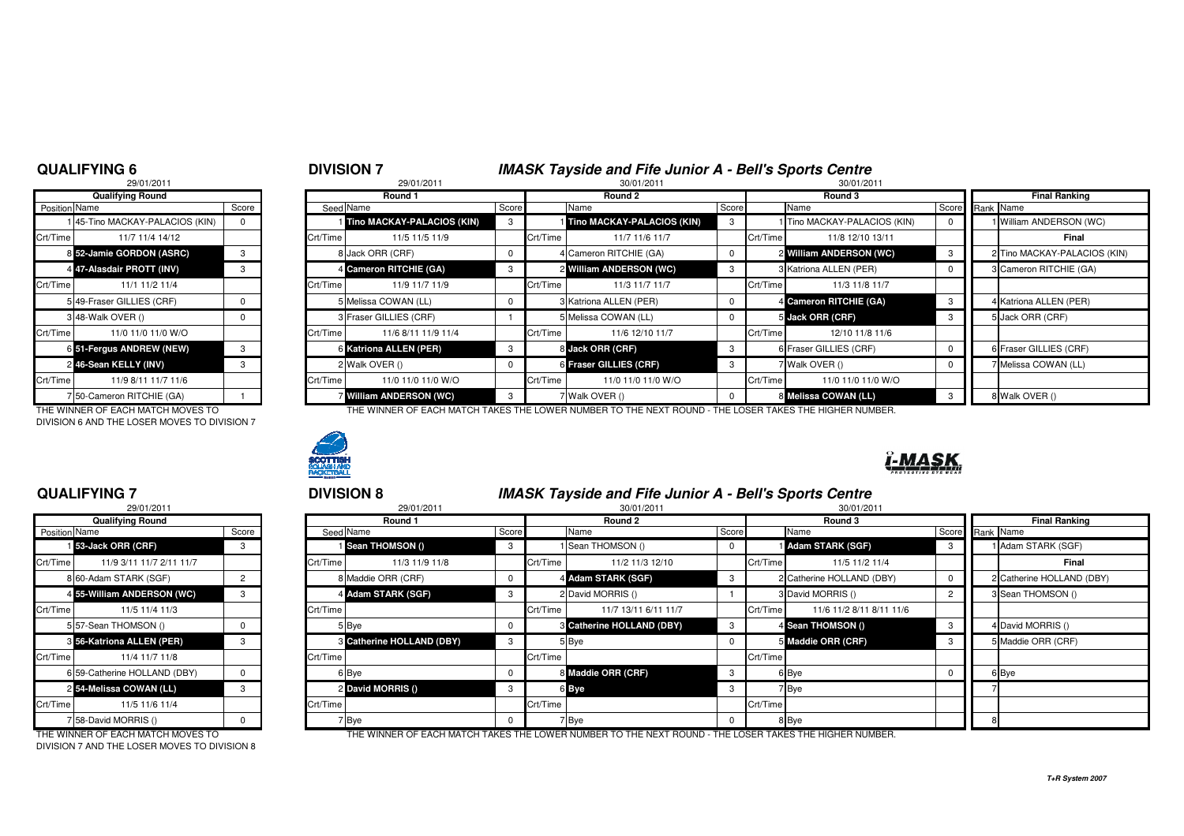## QUALIFYING 6

29/01/2011

| Position | Name | Score |
|---|---|---|
| | **Qualifying Round** | |
| 1 | 45-Tino MACKAY-PALACIOS (KIN) | 0 |
| Crt/Time | 11/7 11/4 14/12 | |
| 8 | **52-Jamie GORDON (ASRC)** | 3 |
| 4 | **47-Alasdair PROTT (INV)** | 3 |
| Crt/Time | 11/1 11/2 11/4 | |
| 5 | 49-Fraser GILLIES (CRF) | 0 |
| 3 | 48-Walk OVER () | 0 |
| Crt/Time | 11/0 11/0 11/0 W/O | |
| 6 | **51-Fergus ANDREW (NEW)** | 3 |
| 2 | **46-Sean KELLY (INV)** | 3 |
| Crt/Time | 11/9 8/11 11/7 11/6 | |
| 7 | 50-Cameron RITCHIE (GA) | 1 |

THE WINNER OF EACH MATCH MOVES TO DIVISION 6 AND THE LOSER MOVES TO DIVISION 7

## DIVISION 7

### *IMASK Tayside and Fife Junior A - Bell's Sports Centre*

| Round 1 (29/01/2011) | | Score | Round 2 (30/01/2011) | | Score | Round 3 (30/01/2011) | | Score | Final Ranking | |
|---|---|---|---|---|---|---|---|---|---|---|
| Seed | Name | | | Name | | | Name | | Rank | Name |
| 1 | **Tino MACKAY-PALACIOS (KIN)** | 3 | 1 | **Tino MACKAY-PALACIOS (KIN)** | 3 | 1 | Tino MACKAY-PALACIOS (KIN) | 0 | 1 | William ANDERSON (WC) |
| Crt/Time | 11/5 11/5 11/9 | | Crt/Time | 11/7 11/6 11/7 | | Crt/Time | 11/8 12/10 13/11 | | | **Final** |
| 8 | Jack ORR (CRF) | 0 | 4 | Cameron RITCHIE (GA) | 0 | 2 | **William ANDERSON (WC)** | 3 | 2 | Tino MACKAY-PALACIOS (KIN) |
| 4 | **Cameron RITCHIE (GA)** | 3 | 2 | **William ANDERSON (WC)** | 3 | 3 | Katriona ALLEN (PER) | 0 | 3 | Cameron RITCHIE (GA) |
| Crt/Time | 11/9 11/7 11/9 | | Crt/Time | 11/3 11/7 11/7 | | Crt/Time | 11/3 11/8 11/7 | | | |
| 5 | Melissa COWAN (LL) | 0 | 3 | Katriona ALLEN (PER) | 0 | 4 | **Cameron RITCHIE (GA)** | 3 | 4 | Katriona ALLEN (PER) |
| 3 | Fraser GILLIES (CRF) | 1 | 5 | Melissa COWAN (LL) | 0 | 5 | **Jack ORR (CRF)** | 3 | 5 | Jack ORR (CRF) |
| Crt/Time | 11/6 8/11 11/9 11/4 | | Crt/Time | 11/6 12/10 11/7 | | Crt/Time | 12/10 11/8 11/6 | | | |
| 6 | **Katriona ALLEN (PER)** | 3 | 8 | **Jack ORR (CRF)** | 3 | 6 | Fraser GILLIES (CRF) | 0 | 6 | Fraser GILLIES (CRF) |
| 2 | Walk OVER () | 0 | 6 | **Fraser GILLIES (CRF)** | 3 | 7 | Walk OVER () | 0 | 7 | Melissa COWAN (LL) |
| Crt/Time | 11/0 11/0 11/0 W/O | | Crt/Time | 11/0 11/0 11/0 W/O | | Crt/Time | 11/0 11/0 11/0 W/O | | | |
| 7 | **William ANDERSON (WC)** | 3 | 7 | Walk OVER () | 0 | 8 | **Melissa COWAN (LL)** | 3 | 8 | Walk OVER () |

THE WINNER OF EACH MATCH TAKES THE LOWER NUMBER TO THE NEXT ROUND - THE LOSER TAKES THE HIGHER NUMBER.

## QUALIFYING 7

29/01/2011

| Position | Name | Score |
|---|---|---|
| | **Qualifying Round** | |
| 1 | **53-Jack ORR (CRF)** | 3 |
| Crt/Time | 11/9 3/11 11/7 2/11 11/7 | |
| 8 | 60-Adam STARK (SGF) | 2 |
| 4 | **55-William ANDERSON (WC)** | 3 |
| Crt/Time | 11/5 11/4 11/3 | |
| 5 | 57-Sean THOMSON () | 0 |
| 3 | **56-Katriona ALLEN (PER)** | 3 |
| Crt/Time | 11/4 11/7 11/8 | |
| 6 | 59-Catherine HOLLAND (DBY) | 0 |
| 2 | **54-Melissa COWAN (LL)** | 3 |
| Crt/Time | 11/5 11/6 11/4 | |
| 7 | 58-David MORRIS () | 0 |

THE WINNER OF EACH MATCH MOVES TO DIVISION 7 AND THE LOSER MOVES TO DIVISION 8

## DIVISION 8

### *IMASK Tayside and Fife Junior A - Bell's Sports Centre*

| Round 1 (29/01/2011) | | Score | Round 2 (30/01/2011) | | Score | Round 3 (30/01/2011) | | Score | Final Ranking | |
|---|---|---|---|---|---|---|---|---|---|---|
| Seed | Name | | | Name | | | Name | | Rank | Name |
| 1 | **Sean THOMSON ()** | 3 | 1 | Sean THOMSON () | 0 | 1 | **Adam STARK (SGF)** | 3 | 1 | Adam STARK (SGF) |
| Crt/Time | 11/3 11/9 11/8 | | Crt/Time | 11/2 11/3 12/10 | | Crt/Time | 11/5 11/2 11/4 | | | **Final** |
| 8 | Maddie ORR (CRF) | 0 | 4 | **Adam STARK (SGF)** | 3 | 2 | Catherine HOLLAND (DBY) | 0 | 2 | Catherine HOLLAND (DBY) |
| 4 | **Adam STARK (SGF)** | 3 | 2 | David MORRIS () | 1 | 3 | David MORRIS () | 2 | 3 | Sean THOMSON () |
| Crt/Time | | | Crt/Time | 11/7 13/11 6/11 11/7 | | Crt/Time | 11/6 11/2 8/11 8/11 11/6 | | | |
| 5 | Bye | 0 | 3 | **Catherine HOLLAND (DBY)** | 3 | 4 | **Sean THOMSON ()** | 3 | 4 | David MORRIS () |
| 3 | **Catherine HOLLAND (DBY)** | 3 | 5 | Bye | 0 | 5 | **Maddie ORR (CRF)** | 3 | 5 | Maddie ORR (CRF) |
| Crt/Time | | | Crt/Time | | | Crt/Time | | | | |
| 6 | Bye | 0 | 8 | **Maddie ORR (CRF)** | 3 | 6 | Bye | 0 | 6 | Bye |
| 2 | **David MORRIS ()** | 3 | 6 | **Bye** | 3 | 7 | Bye | | 7 | |
| Crt/Time | | | Crt/Time | | | Crt/Time | | | | |
| 7 | Bye | 0 | 7 | Bye | 0 | 8 | Bye | | 8 | |

THE WINNER OF EACH MATCH TAKES THE LOWER NUMBER TO THE NEXT ROUND - THE LOSER TAKES THE HIGHER NUMBER.

T+R System 2007